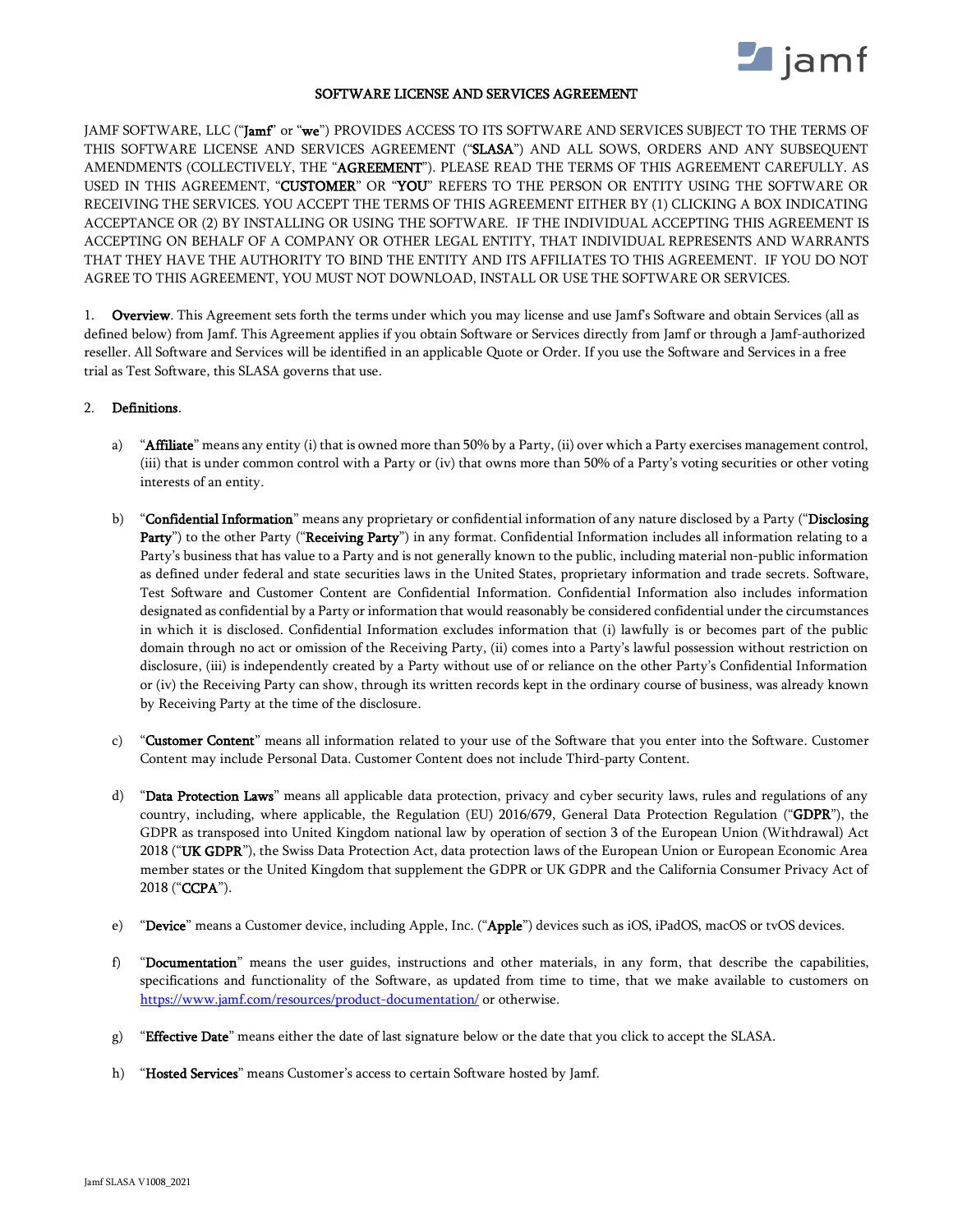# SOFTWARE LICENSE AND SERVICES AGREEMENT

JAMF SOFTWARE, LLC ("**Jamf**" or "**we**") PROVIDES ACCESS TO ITS SOFTWARE AND SERVICES SUBJECT TO THE TERMS OF THIS SOFTWARE LICENSE AND SERVICES AGREEMENT ("**SLASA**") AND ALL SOWS, ORDERS AND ANY SUBSEQUENT AMENDMENTS (COLLECTIVELY, THE "**AGREEMENT**"). PLEASE READ THE TERMS OF THIS AGREEMENT CAREFULLY. AS USED IN THIS AGREEMENT, "**CUSTOMER**" OR "**YOU**" REFERS TO THE PERSON OR ENTITY USING THE SOFTWARE OR RECEIVING THE SERVICES. YOU ACCEPT THE TERMS OF THIS AGREEMENT EITHER BY (1) CLICKING A BOX INDICATING ACCEPTANCE OR (2) BY INSTALLING OR USING THE SOFTWARE. IF THE INDIVIDUAL ACCEPTING THIS AGREEMENT IS ACCEPTING ON BEHALF OF A COMPANY OR OTHER LEGAL ENTITY, THAT INDIVIDUAL REPRESENTS AND WARRANTS THAT THEY HAVE THE AUTHORITY TO BIND THE ENTITY AND ITS AFFILIATES TO THIS AGREEMENT. IF YOU DO NOT AGREE TO THIS AGREEMENT, YOU MUST NOT DOWNLOAD, INSTALL OR USE THE SOFTWARE OR SERVICES.

1. **Overview**. This Agreement sets forth the terms under which you may license and use Jamf's Software and obtain Services (all as defined below) from Jamf. This Agreement applies if you obtain Software or Services directly from Jamf or through a Jamf-authorized reseller. All Software and Services will be identified in an applicable Quote or Order. If you use the Software and Services in a free trial as Test Software, this SLASA governs that use.

2. **Definitions**.

a) "**Affiliate**" means any entity (i) that is owned more than 50% by a Party, (ii) over which a Party exercises management control, (iii) that is under common control with a Party or (iv) that owns more than 50% of a Party's voting securities or other voting interests of an entity.

b) "**Confidential Information**" means any proprietary or confidential information of any nature disclosed by a Party ("**Disclosing Party**") to the other Party ("**Receiving Party**") in any format. Confidential Information includes all information relating to a Party's business that has value to a Party and is not generally known to the public, including material non-public information as defined under federal and state securities laws in the United States, proprietary information and trade secrets. Software, Test Software and Customer Content are Confidential Information. Confidential Information also includes information designated as confidential by a Party or information that would reasonably be considered confidential under the circumstances in which it is disclosed. Confidential Information excludes information that (i) lawfully is or becomes part of the public domain through no act or omission of the Receiving Party, (ii) comes into a Party's lawful possession without restriction on disclosure, (iii) is independently created by a Party without use of or reliance on the other Party's Confidential Information or (iv) the Receiving Party can show, through its written records kept in the ordinary course of business, was already known by Receiving Party at the time of the disclosure.

c) "**Customer Content**" means all information related to your use of the Software that you enter into the Software. Customer Content may include Personal Data. Customer Content does not include Third-party Content.

d) "**Data Protection Laws**" means all applicable data protection, privacy and cyber security laws, rules and regulations of any country, including, where applicable, the Regulation (EU) 2016/679, General Data Protection Regulation ("**GDPR**"), the GDPR as transposed into United Kingdom national law by operation of section 3 of the European Union (Withdrawal) Act 2018 ("**UK GDPR**"), the Swiss Data Protection Act, data protection laws of the European Union or European Economic Area member states or the United Kingdom that supplement the GDPR or UK GDPR and the California Consumer Privacy Act of 2018 ("**CCPA**").

e) "**Device**" means a Customer device, including Apple, Inc. ("**Apple**") devices such as iOS, iPadOS, macOS or tvOS devices.

f) "**Documentation**" means the user guides, instructions and other materials, in any form, that describe the capabilities, specifications and functionality of the Software, as updated from time to time, that we make available to customers on https://www.jamf.com/resources/product-documentation/ or otherwise.

g) "**Effective Date**" means either the date of last signature below or the date that you click to accept the SLASA.

h) "**Hosted Services**" means Customer's access to certain Software hosted by Jamf.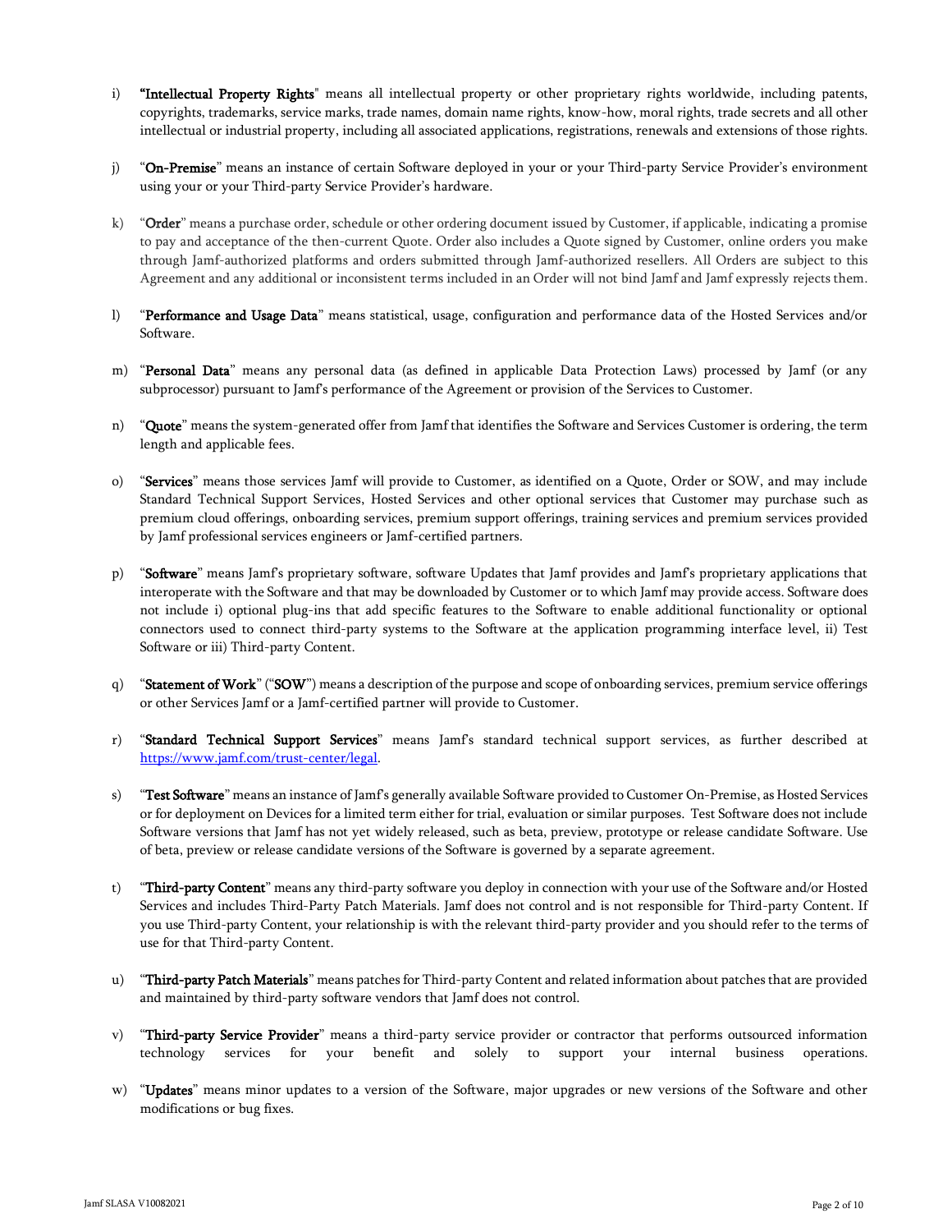i) **"Intellectual Property Rights**" means all intellectual property or other proprietary rights worldwide, including patents, copyrights, trademarks, service marks, trade names, domain name rights, know-how, moral rights, trade secrets and all other intellectual or industrial property, including all associated applications, registrations, renewals and extensions of those rights.

j) "**On-Premise**" means an instance of certain Software deployed in your or your Third-party Service Provider's environment using your or your Third-party Service Provider's hardware.

k) "**Order**" means a purchase order, schedule or other ordering document issued by Customer, if applicable, indicating a promise to pay and acceptance of the then-current Quote. Order also includes a Quote signed by Customer, online orders you make through Jamf-authorized platforms and orders submitted through Jamf-authorized resellers. All Orders are subject to this Agreement and any additional or inconsistent terms included in an Order will not bind Jamf and Jamf expressly rejects them.

l) "**Performance and Usage Data**" means statistical, usage, configuration and performance data of the Hosted Services and/or Software.

m) "**Personal Data**" means any personal data (as defined in applicable Data Protection Laws) processed by Jamf (or any subprocessor) pursuant to Jamf's performance of the Agreement or provision of the Services to Customer.

n) "**Quote**" means the system-generated offer from Jamf that identifies the Software and Services Customer is ordering, the term length and applicable fees.

o) "**Services**" means those services Jamf will provide to Customer, as identified on a Quote, Order or SOW, and may include Standard Technical Support Services, Hosted Services and other optional services that Customer may purchase such as premium cloud offerings, onboarding services, premium support offerings, training services and premium services provided by Jamf professional services engineers or Jamf-certified partners.

p) "**Software**" means Jamf's proprietary software, software Updates that Jamf provides and Jamf's proprietary applications that interoperate with the Software and that may be downloaded by Customer or to which Jamf may provide access. Software does not include i) optional plug-ins that add specific features to the Software to enable additional functionality or optional connectors used to connect third-party systems to the Software at the application programming interface level, ii) Test Software or iii) Third-party Content.

q) "**Statement of Work**" ("**SOW**") means a description of the purpose and scope of onboarding services, premium service offerings or other Services Jamf or a Jamf-certified partner will provide to Customer.

r) "**Standard Technical Support Services**" means Jamf's standard technical support services, as further described at https://www.jamf.com/trust-center/legal.

s) "**Test Software**" means an instance of Jamf's generally available Software provided to Customer On-Premise, as Hosted Services or for deployment on Devices for a limited term either for trial, evaluation or similar purposes. Test Software does not include Software versions that Jamf has not yet widely released, such as beta, preview, prototype or release candidate Software. Use of beta, preview or release candidate versions of the Software is governed by a separate agreement.

t) "**Third-party Content**" means any third-party software you deploy in connection with your use of the Software and/or Hosted Services and includes Third-Party Patch Materials. Jamf does not control and is not responsible for Third-party Content. If you use Third-party Content, your relationship is with the relevant third-party provider and you should refer to the terms of use for that Third-party Content.

u) "**Third-party Patch Materials**" means patches for Third-party Content and related information about patches that are provided and maintained by third-party software vendors that Jamf does not control.

v) "**Third-party Service Provider**" means a third-party service provider or contractor that performs outsourced information technology services for your benefit and solely to support your internal business operations.

w) "**Updates**" means minor updates to a version of the Software, major upgrades or new versions of the Software and other modifications or bug fixes.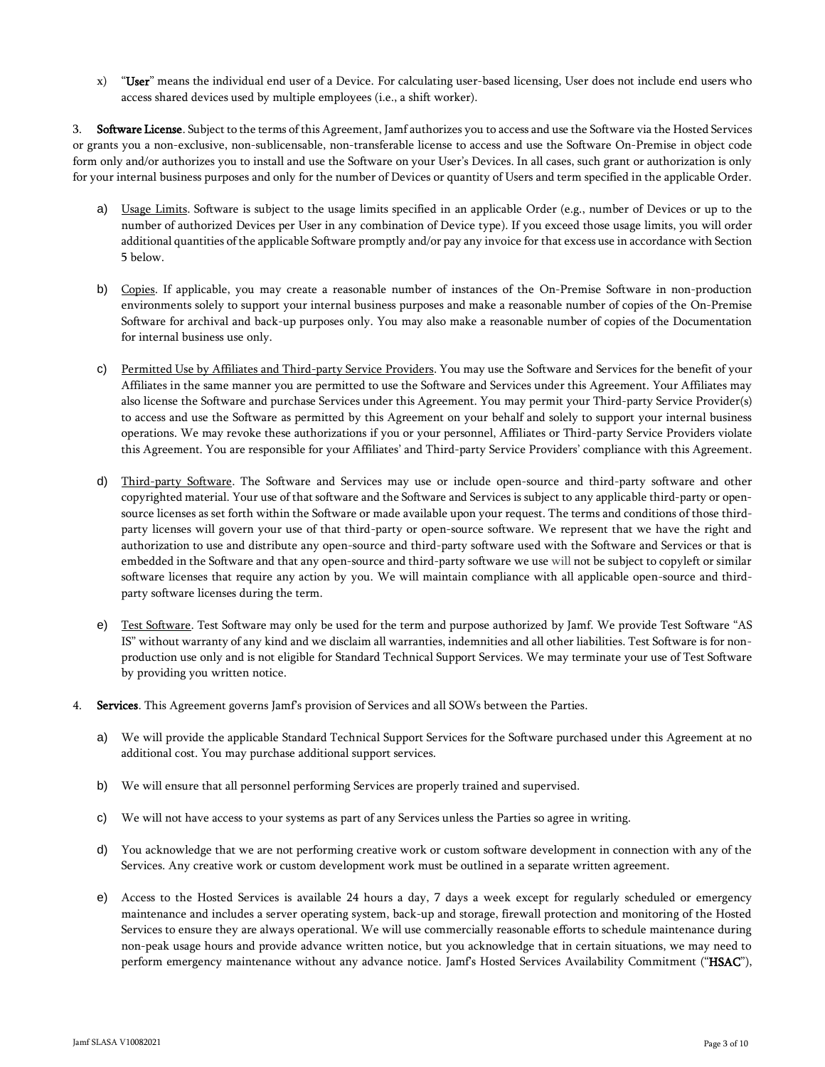x) "**User**" means the individual end user of a Device. For calculating user-based licensing, User does not include end users who access shared devices used by multiple employees (i.e., a shift worker).

3. **Software License**. Subject to the terms of this Agreement, Jamf authorizes you to access and use the Software via the Hosted Services or grants you a non-exclusive, non-sublicensable, non-transferable license to access and use the Software On-Premise in object code form only and/or authorizes you to install and use the Software on your User's Devices. In all cases, such grant or authorization is only for your internal business purposes and only for the number of Devices or quantity of Users and term specified in the applicable Order.

a) Usage Limits. Software is subject to the usage limits specified in an applicable Order (e.g., number of Devices or up to the number of authorized Devices per User in any combination of Device type). If you exceed those usage limits, you will order additional quantities of the applicable Software promptly and/or pay any invoice for that excess use in accordance with Section 5 below.

b) Copies. If applicable, you may create a reasonable number of instances of the On-Premise Software in non-production environments solely to support your internal business purposes and make a reasonable number of copies of the On-Premise Software for archival and back-up purposes only. You may also make a reasonable number of copies of the Documentation for internal business use only.

c) Permitted Use by Affiliates and Third-party Service Providers. You may use the Software and Services for the benefit of your Affiliates in the same manner you are permitted to use the Software and Services under this Agreement. Your Affiliates may also license the Software and purchase Services under this Agreement. You may permit your Third-party Service Provider(s) to access and use the Software as permitted by this Agreement on your behalf and solely to support your internal business operations. We may revoke these authorizations if you or your personnel, Affiliates or Third-party Service Providers violate this Agreement. You are responsible for your Affiliates' and Third-party Service Providers' compliance with this Agreement.

d) Third-party Software. The Software and Services may use or include open-source and third-party software and other copyrighted material. Your use of that software and the Software and Services is subject to any applicable third-party or open-source licenses as set forth within the Software or made available upon your request. The terms and conditions of those third-party licenses will govern your use of that third-party or open-source software. We represent that we have the right and authorization to use and distribute any open-source and third-party software used with the Software and Services or that is embedded in the Software and that any open-source and third-party software we use will not be subject to copyleft or similar software licenses that require any action by you. We will maintain compliance with all applicable open-source and third-party software licenses during the term.

e) Test Software. Test Software may only be used for the term and purpose authorized by Jamf. We provide Test Software "AS IS" without warranty of any kind and we disclaim all warranties, indemnities and all other liabilities. Test Software is for non-production use only and is not eligible for Standard Technical Support Services. We may terminate your use of Test Software by providing you written notice.

4. **Services**. This Agreement governs Jamf's provision of Services and all SOWs between the Parties.

a) We will provide the applicable Standard Technical Support Services for the Software purchased under this Agreement at no additional cost. You may purchase additional support services.

b) We will ensure that all personnel performing Services are properly trained and supervised.

c) We will not have access to your systems as part of any Services unless the Parties so agree in writing.

d) You acknowledge that we are not performing creative work or custom software development in connection with any of the Services. Any creative work or custom development work must be outlined in a separate written agreement.

e) Access to the Hosted Services is available 24 hours a day, 7 days a week except for regularly scheduled or emergency maintenance and includes a server operating system, back-up and storage, firewall protection and monitoring of the Hosted Services to ensure they are always operational. We will use commercially reasonable efforts to schedule maintenance during non-peak usage hours and provide advance written notice, but you acknowledge that in certain situations, we may need to perform emergency maintenance without any advance notice. Jamf's Hosted Services Availability Commitment ("**HSAC**"),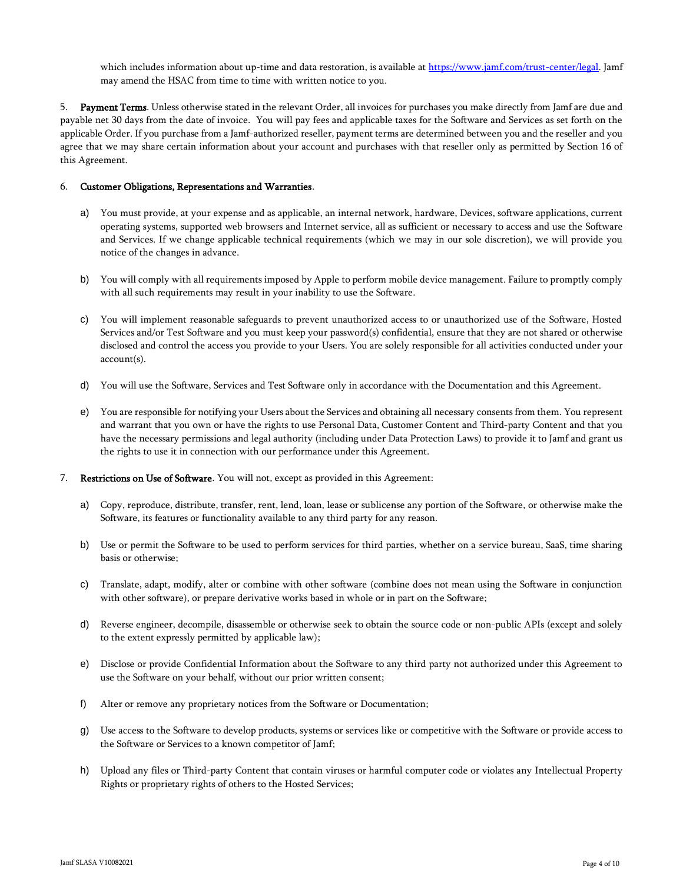which includes information about up-time and data restoration, is available at https://www.jamf.com/trust-center/legal. Jamf may amend the HSAC from time to time with written notice to you.

5. **Payment Terms**. Unless otherwise stated in the relevant Order, all invoices for purchases you make directly from Jamf are due and payable net 30 days from the date of invoice. You will pay fees and applicable taxes for the Software and Services as set forth on the applicable Order. If you purchase from a Jamf-authorized reseller, payment terms are determined between you and the reseller and you agree that we may share certain information about your account and purchases with that reseller only as permitted by Section 16 of this Agreement.

6. **Customer Obligations, Representations and Warranties**.

   a) You must provide, at your expense and as applicable, an internal network, hardware, Devices, software applications, current operating systems, supported web browsers and Internet service, all as sufficient or necessary to access and use the Software and Services. If we change applicable technical requirements (which we may in our sole discretion), we will provide you notice of the changes in advance.

   b) You will comply with all requirements imposed by Apple to perform mobile device management. Failure to promptly comply with all such requirements may result in your inability to use the Software.

   c) You will implement reasonable safeguards to prevent unauthorized access to or unauthorized use of the Software, Hosted Services and/or Test Software and you must keep your password(s) confidential, ensure that they are not shared or otherwise disclosed and control the access you provide to your Users. You are solely responsible for all activities conducted under your account(s).

   d) You will use the Software, Services and Test Software only in accordance with the Documentation and this Agreement.

   e) You are responsible for notifying your Users about the Services and obtaining all necessary consents from them. You represent and warrant that you own or have the rights to use Personal Data, Customer Content and Third-party Content and that you have the necessary permissions and legal authority (including under Data Protection Laws) to provide it to Jamf and grant us the rights to use it in connection with our performance under this Agreement.

7. **Restrictions on Use of Software**. You will not, except as provided in this Agreement:

   a) Copy, reproduce, distribute, transfer, rent, lend, loan, lease or sublicense any portion of the Software, or otherwise make the Software, its features or functionality available to any third party for any reason.

   b) Use or permit the Software to be used to perform services for third parties, whether on a service bureau, SaaS, time sharing basis or otherwise;

   c) Translate, adapt, modify, alter or combine with other software (combine does not mean using the Software in conjunction with other software), or prepare derivative works based in whole or in part on the Software;

   d) Reverse engineer, decompile, disassemble or otherwise seek to obtain the source code or non-public APIs (except and solely to the extent expressly permitted by applicable law);

   e) Disclose or provide Confidential Information about the Software to any third party not authorized under this Agreement to use the Software on your behalf, without our prior written consent;

   f) Alter or remove any proprietary notices from the Software or Documentation;

   g) Use access to the Software to develop products, systems or services like or competitive with the Software or provide access to the Software or Services to a known competitor of Jamf;

   h) Upload any files or Third-party Content that contain viruses or harmful computer code or violates any Intellectual Property Rights or proprietary rights of others to the Hosted Services;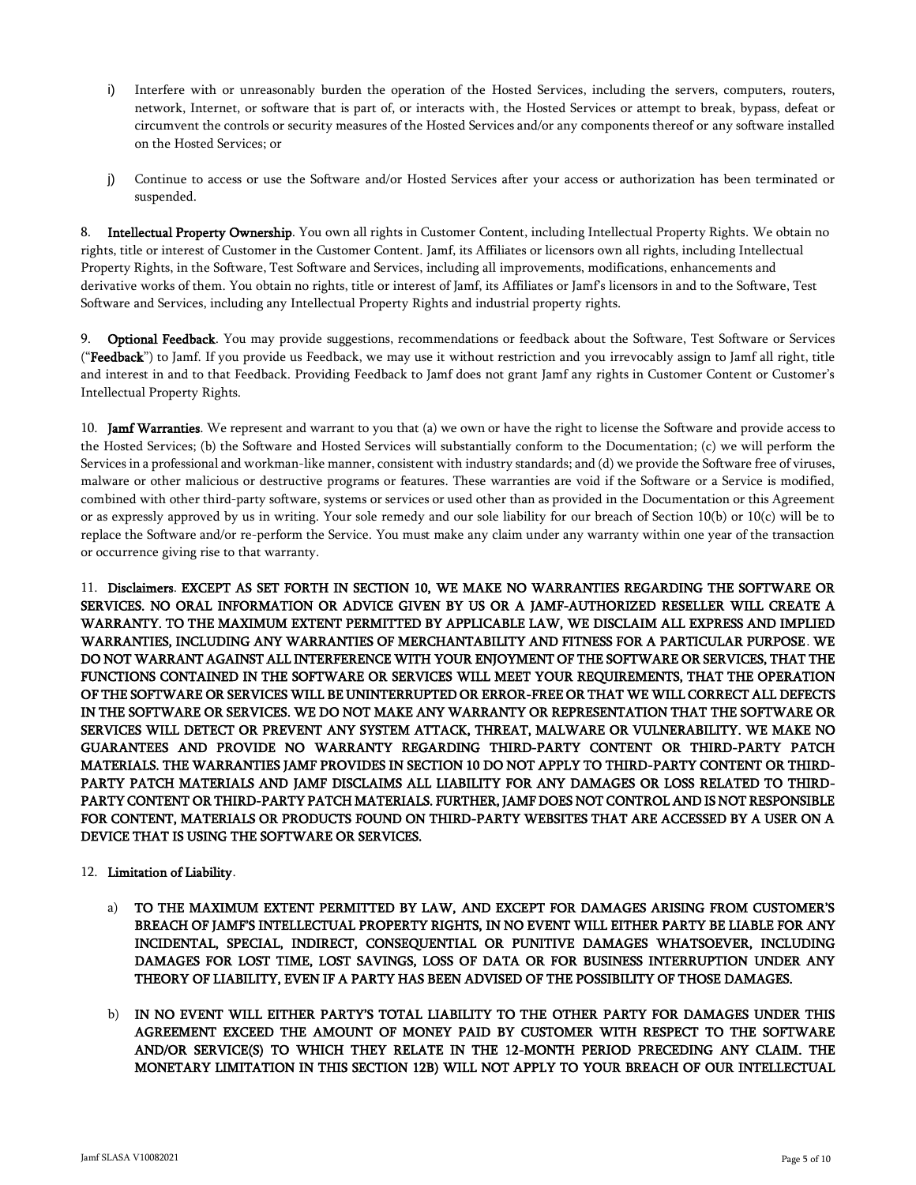i) Interfere with or unreasonably burden the operation of the Hosted Services, including the servers, computers, routers, network, Internet, or software that is part of, or interacts with, the Hosted Services or attempt to break, bypass, defeat or circumvent the controls or security measures of the Hosted Services and/or any components thereof or any software installed on the Hosted Services; or

j) Continue to access or use the Software and/or Hosted Services after your access or authorization has been terminated or suspended.

8. **Intellectual Property Ownership**. You own all rights in Customer Content, including Intellectual Property Rights. We obtain no rights, title or interest of Customer in the Customer Content. Jamf, its Affiliates or licensors own all rights, including Intellectual Property Rights, in the Software, Test Software and Services, including all improvements, modifications, enhancements and derivative works of them. You obtain no rights, title or interest of Jamf, its Affiliates or Jamf's licensors in and to the Software, Test Software and Services, including any Intellectual Property Rights and industrial property rights.

9. **Optional Feedback**. You may provide suggestions, recommendations or feedback about the Software, Test Software or Services ("**Feedback**") to Jamf. If you provide us Feedback, we may use it without restriction and you irrevocably assign to Jamf all right, title and interest in and to that Feedback. Providing Feedback to Jamf does not grant Jamf any rights in Customer Content or Customer's Intellectual Property Rights.

10. **Jamf Warranties**. We represent and warrant to you that (a) we own or have the right to license the Software and provide access to the Hosted Services; (b) the Software and Hosted Services will substantially conform to the Documentation; (c) we will perform the Services in a professional and workman-like manner, consistent with industry standards; and (d) we provide the Software free of viruses, malware or other malicious or destructive programs or features. These warranties are void if the Software or a Service is modified, combined with other third-party software, systems or services or used other than as provided in the Documentation or this Agreement or as expressly approved by us in writing. Your sole remedy and our sole liability for our breach of Section 10(b) or 10(c) will be to replace the Software and/or re-perform the Service. You must make any claim under any warranty within one year of the transaction or occurrence giving rise to that warranty.

11. **Disclaimers**. **EXCEPT AS SET FORTH IN SECTION 10, WE MAKE NO WARRANTIES REGARDING THE SOFTWARE OR SERVICES. NO ORAL INFORMATION OR ADVICE GIVEN BY US OR A JAMF-AUTHORIZED RESELLER WILL CREATE A WARRANTY. TO THE MAXIMUM EXTENT PERMITTED BY APPLICABLE LAW, WE DISCLAIM ALL EXPRESS AND IMPLIED WARRANTIES, INCLUDING ANY WARRANTIES OF MERCHANTABILITY AND FITNESS FOR A PARTICULAR PURPOSE. WE DO NOT WARRANT AGAINST ALL INTERFERENCE WITH YOUR ENJOYMENT OF THE SOFTWARE OR SERVICES, THAT THE FUNCTIONS CONTAINED IN THE SOFTWARE OR SERVICES WILL MEET YOUR REQUIREMENTS, THAT THE OPERATION OF THE SOFTWARE OR SERVICES WILL BE UNINTERRUPTED OR ERROR-FREE OR THAT WE WILL CORRECT ALL DEFECTS IN THE SOFTWARE OR SERVICES. WE DO NOT MAKE ANY WARRANTY OR REPRESENTATION THAT THE SOFTWARE OR SERVICES WILL DETECT OR PREVENT ANY SYSTEM ATTACK, THREAT, MALWARE OR VULNERABILITY. WE MAKE NO GUARANTEES AND PROVIDE NO WARRANTY REGARDING THIRD-PARTY CONTENT OR THIRD-PARTY PATCH MATERIALS. THE WARRANTIES JAMF PROVIDES IN SECTION 10 DO NOT APPLY TO THIRD-PARTY CONTENT OR THIRD-PARTY PATCH MATERIALS AND JAMF DISCLAIMS ALL LIABILITY FOR ANY DAMAGES OR LOSS RELATED TO THIRD-PARTY CONTENT OR THIRD-PARTY PATCH MATERIALS. FURTHER, JAMF DOES NOT CONTROL AND IS NOT RESPONSIBLE FOR CONTENT, MATERIALS OR PRODUCTS FOUND ON THIRD-PARTY WEBSITES THAT ARE ACCESSED BY A USER ON A DEVICE THAT IS USING THE SOFTWARE OR SERVICES.**

12. **Limitation of Liability**.

a) **TO THE MAXIMUM EXTENT PERMITTED BY LAW, AND EXCEPT FOR DAMAGES ARISING FROM CUSTOMER'S BREACH OF JAMF'S INTELLECTUAL PROPERTY RIGHTS, IN NO EVENT WILL EITHER PARTY BE LIABLE FOR ANY INCIDENTAL, SPECIAL, INDIRECT, CONSEQUENTIAL OR PUNITIVE DAMAGES WHATSOEVER, INCLUDING DAMAGES FOR LOST TIME, LOST SAVINGS, LOSS OF DATA OR FOR BUSINESS INTERRUPTION UNDER ANY THEORY OF LIABILITY, EVEN IF A PARTY HAS BEEN ADVISED OF THE POSSIBILITY OF THOSE DAMAGES.**

b) **IN NO EVENT WILL EITHER PARTY'S TOTAL LIABILITY TO THE OTHER PARTY FOR DAMAGES UNDER THIS AGREEMENT EXCEED THE AMOUNT OF MONEY PAID BY CUSTOMER WITH RESPECT TO THE SOFTWARE AND/OR SERVICE(S) TO WHICH THEY RELATE IN THE 12-MONTH PERIOD PRECEDING ANY CLAIM. THE MONETARY LIMITATION IN THIS SECTION 12B) WILL NOT APPLY TO YOUR BREACH OF OUR INTELLECTUAL**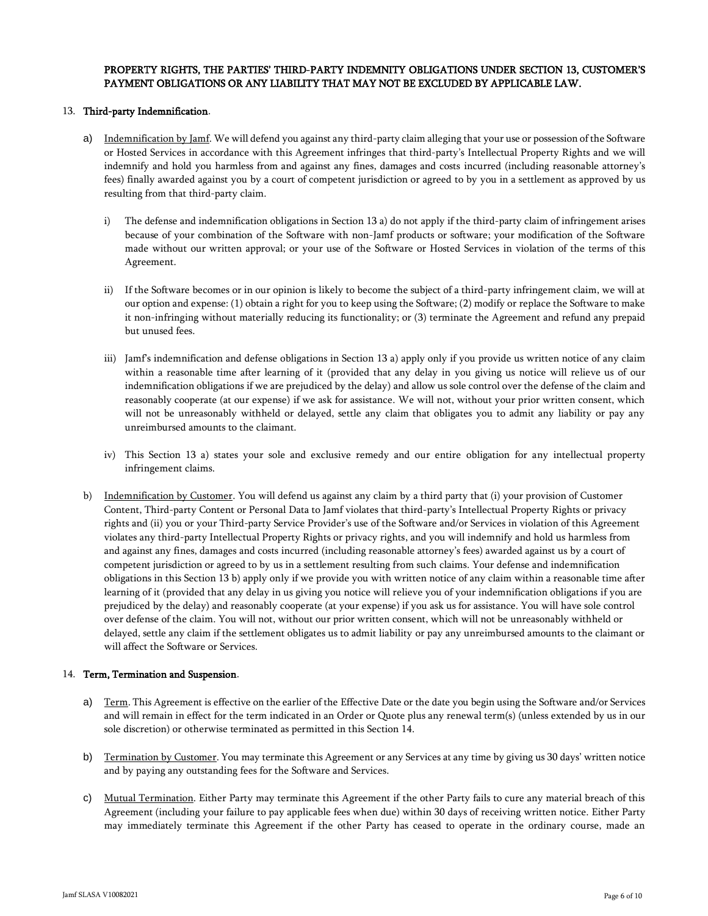PROPERTY RIGHTS, THE PARTIES' THIRD-PARTY INDEMNITY OBLIGATIONS UNDER SECTION 13, CUSTOMER'S PAYMENT OBLIGATIONS OR ANY LIABILITY THAT MAY NOT BE EXCLUDED BY APPLICABLE LAW.

13. **Third-party Indemnification**.

a) Indemnification by Jamf. We will defend you against any third-party claim alleging that your use or possession of the Software or Hosted Services in accordance with this Agreement infringes that third-party's Intellectual Property Rights and we will indemnify and hold you harmless from and against any fines, damages and costs incurred (including reasonable attorney's fees) finally awarded against you by a court of competent jurisdiction or agreed to by you in a settlement as approved by us resulting from that third-party claim.

   i) The defense and indemnification obligations in Section 13 a) do not apply if the third-party claim of infringement arises because of your combination of the Software with non-Jamf products or software; your modification of the Software made without our written approval; or your use of the Software or Hosted Services in violation of the terms of this Agreement.

   ii) If the Software becomes or in our opinion is likely to become the subject of a third-party infringement claim, we will at our option and expense: (1) obtain a right for you to keep using the Software; (2) modify or replace the Software to make it non-infringing without materially reducing its functionality; or (3) terminate the Agreement and refund any prepaid but unused fees.

   iii) Jamf's indemnification and defense obligations in Section 13 a) apply only if you provide us written notice of any claim within a reasonable time after learning of it (provided that any delay in you giving us notice will relieve us of our indemnification obligations if we are prejudiced by the delay) and allow us sole control over the defense of the claim and reasonably cooperate (at our expense) if we ask for assistance. We will not, without your prior written consent, which will not be unreasonably withheld or delayed, settle any claim that obligates you to admit any liability or pay any unreimbursed amounts to the claimant.

   iv) This Section 13 a) states your sole and exclusive remedy and our entire obligation for any intellectual property infringement claims.

b) Indemnification by Customer. You will defend us against any claim by a third party that (i) your provision of Customer Content, Third-party Content or Personal Data to Jamf violates that third-party's Intellectual Property Rights or privacy rights and (ii) you or your Third-party Service Provider's use of the Software and/or Services in violation of this Agreement violates any third-party Intellectual Property Rights or privacy rights, and you will indemnify and hold us harmless from and against any fines, damages and costs incurred (including reasonable attorney's fees) awarded against us by a court of competent jurisdiction or agreed to by us in a settlement resulting from such claims. Your defense and indemnification obligations in this Section 13 b) apply only if we provide you with written notice of any claim within a reasonable time after learning of it (provided that any delay in us giving you notice will relieve you of your indemnification obligations if you are prejudiced by the delay) and reasonably cooperate (at your expense) if you ask us for assistance. You will have sole control over defense of the claim. You will not, without our prior written consent, which will not be unreasonably withheld or delayed, settle any claim if the settlement obligates us to admit liability or pay any unreimbursed amounts to the claimant or will affect the Software or Services.

14. **Term, Termination and Suspension**.

a) Term. This Agreement is effective on the earlier of the Effective Date or the date you begin using the Software and/or Services and will remain in effect for the term indicated in an Order or Quote plus any renewal term(s) (unless extended by us in our sole discretion) or otherwise terminated as permitted in this Section 14.

b) Termination by Customer. You may terminate this Agreement or any Services at any time by giving us 30 days' written notice and by paying any outstanding fees for the Software and Services.

c) Mutual Termination. Either Party may terminate this Agreement if the other Party fails to cure any material breach of this Agreement (including your failure to pay applicable fees when due) within 30 days of receiving written notice. Either Party may immediately terminate this Agreement if the other Party has ceased to operate in the ordinary course, made an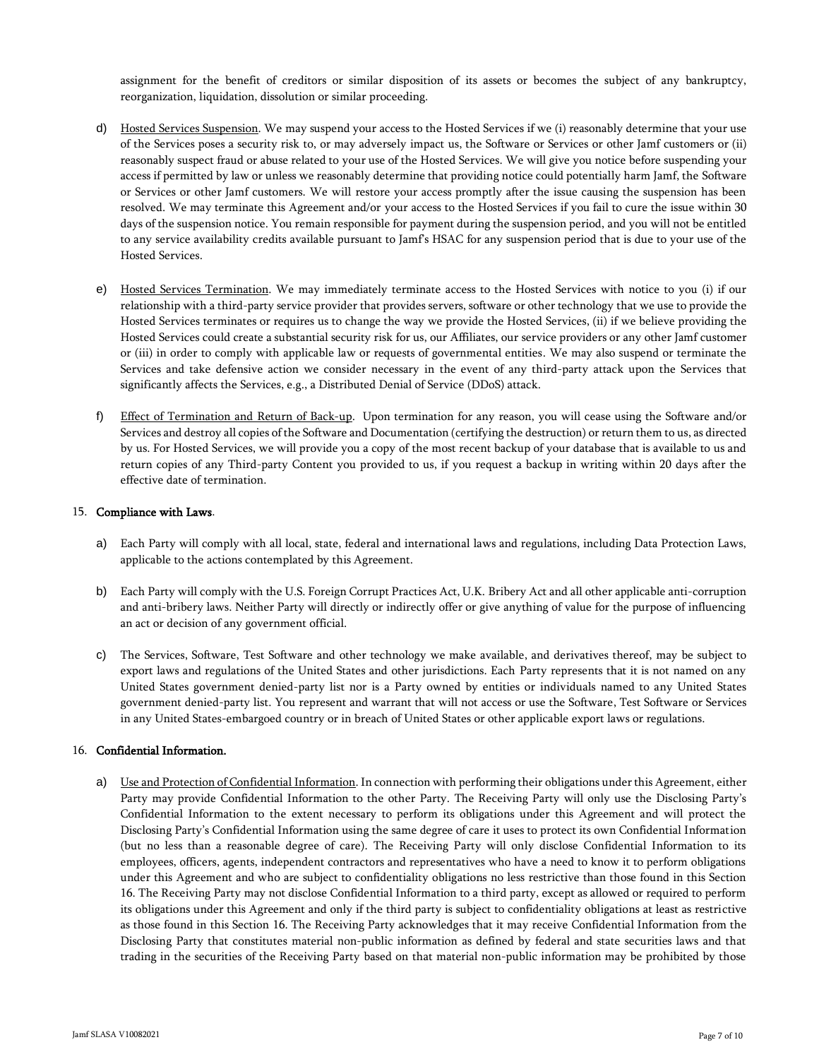assignment for the benefit of creditors or similar disposition of its assets or becomes the subject of any bankruptcy, reorganization, liquidation, dissolution or similar proceeding.

d) Hosted Services Suspension. We may suspend your access to the Hosted Services if we (i) reasonably determine that your use of the Services poses a security risk to, or may adversely impact us, the Software or Services or other Jamf customers or (ii) reasonably suspect fraud or abuse related to your use of the Hosted Services. We will give you notice before suspending your access if permitted by law or unless we reasonably determine that providing notice could potentially harm Jamf, the Software or Services or other Jamf customers. We will restore your access promptly after the issue causing the suspension has been resolved. We may terminate this Agreement and/or your access to the Hosted Services if you fail to cure the issue within 30 days of the suspension notice. You remain responsible for payment during the suspension period, and you will not be entitled to any service availability credits available pursuant to Jamf's HSAC for any suspension period that is due to your use of the Hosted Services.

e) Hosted Services Termination. We may immediately terminate access to the Hosted Services with notice to you (i) if our relationship with a third-party service provider that provides servers, software or other technology that we use to provide the Hosted Services terminates or requires us to change the way we provide the Hosted Services, (ii) if we believe providing the Hosted Services could create a substantial security risk for us, our Affiliates, our service providers or any other Jamf customer or (iii) in order to comply with applicable law or requests of governmental entities. We may also suspend or terminate the Services and take defensive action we consider necessary in the event of any third-party attack upon the Services that significantly affects the Services, e.g., a Distributed Denial of Service (DDoS) attack.

f) Effect of Termination and Return of Back-up. Upon termination for any reason, you will cease using the Software and/or Services and destroy all copies of the Software and Documentation (certifying the destruction) or return them to us, as directed by us. For Hosted Services, we will provide you a copy of the most recent backup of your database that is available to us and return copies of any Third-party Content you provided to us, if you request a backup in writing within 20 days after the effective date of termination.

15. **Compliance with Laws**.

a) Each Party will comply with all local, state, federal and international laws and regulations, including Data Protection Laws, applicable to the actions contemplated by this Agreement.

b) Each Party will comply with the U.S. Foreign Corrupt Practices Act, U.K. Bribery Act and all other applicable anti-corruption and anti-bribery laws. Neither Party will directly or indirectly offer or give anything of value for the purpose of influencing an act or decision of any government official.

c) The Services, Software, Test Software and other technology we make available, and derivatives thereof, may be subject to export laws and regulations of the United States and other jurisdictions. Each Party represents that it is not named on any United States government denied-party list nor is a Party owned by entities or individuals named to any United States government denied-party list. You represent and warrant that will not access or use the Software, Test Software or Services in any United States-embargoed country or in breach of United States or other applicable export laws or regulations.

16. **Confidential Information.**

a) Use and Protection of Confidential Information. In connection with performing their obligations under this Agreement, either Party may provide Confidential Information to the other Party. The Receiving Party will only use the Disclosing Party's Confidential Information to the extent necessary to perform its obligations under this Agreement and will protect the Disclosing Party's Confidential Information using the same degree of care it uses to protect its own Confidential Information (but no less than a reasonable degree of care). The Receiving Party will only disclose Confidential Information to its employees, officers, agents, independent contractors and representatives who have a need to know it to perform obligations under this Agreement and who are subject to confidentiality obligations no less restrictive than those found in this Section 16. The Receiving Party may not disclose Confidential Information to a third party, except as allowed or required to perform its obligations under this Agreement and only if the third party is subject to confidentiality obligations at least as restrictive as those found in this Section 16. The Receiving Party acknowledges that it may receive Confidential Information from the Disclosing Party that constitutes material non-public information as defined by federal and state securities laws and that trading in the securities of the Receiving Party based on that material non-public information may be prohibited by those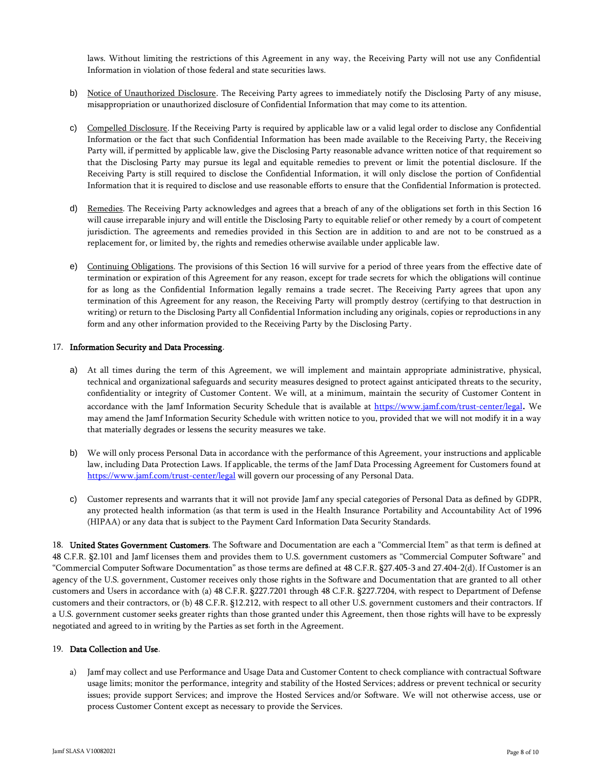laws. Without limiting the restrictions of this Agreement in any way, the Receiving Party will not use any Confidential Information in violation of those federal and state securities laws.

b) Notice of Unauthorized Disclosure. The Receiving Party agrees to immediately notify the Disclosing Party of any misuse, misappropriation or unauthorized disclosure of Confidential Information that may come to its attention.

c) Compelled Disclosure. If the Receiving Party is required by applicable law or a valid legal order to disclose any Confidential Information or the fact that such Confidential Information has been made available to the Receiving Party, the Receiving Party will, if permitted by applicable law, give the Disclosing Party reasonable advance written notice of that requirement so that the Disclosing Party may pursue its legal and equitable remedies to prevent or limit the potential disclosure. If the Receiving Party is still required to disclose the Confidential Information, it will only disclose the portion of Confidential Information that it is required to disclose and use reasonable efforts to ensure that the Confidential Information is protected.

d) Remedies. The Receiving Party acknowledges and agrees that a breach of any of the obligations set forth in this Section 16 will cause irreparable injury and will entitle the Disclosing Party to equitable relief or other remedy by a court of competent jurisdiction. The agreements and remedies provided in this Section are in addition to and are not to be construed as a replacement for, or limited by, the rights and remedies otherwise available under applicable law.

e) Continuing Obligations. The provisions of this Section 16 will survive for a period of three years from the effective date of termination or expiration of this Agreement for any reason, except for trade secrets for which the obligations will continue for as long as the Confidential Information legally remains a trade secret. The Receiving Party agrees that upon any termination of this Agreement for any reason, the Receiving Party will promptly destroy (certifying to that destruction in writing) or return to the Disclosing Party all Confidential Information including any originals, copies or reproductions in any form and any other information provided to the Receiving Party by the Disclosing Party.

17. **Information Security and Data Processing**.

a) At all times during the term of this Agreement, we will implement and maintain appropriate administrative, physical, technical and organizational safeguards and security measures designed to protect against anticipated threats to the security, confidentiality or integrity of Customer Content. We will, at a minimum, maintain the security of Customer Content in accordance with the Jamf Information Security Schedule that is available at https://www.jamf.com/trust-center/legal. We may amend the Jamf Information Security Schedule with written notice to you, provided that we will not modify it in a way that materially degrades or lessens the security measures we take.

b) We will only process Personal Data in accordance with the performance of this Agreement, your instructions and applicable law, including Data Protection Laws. If applicable, the terms of the Jamf Data Processing Agreement for Customers found at https://www.jamf.com/trust-center/legal will govern our processing of any Personal Data.

c) Customer represents and warrants that it will not provide Jamf any special categories of Personal Data as defined by GDPR, any protected health information (as that term is used in the Health Insurance Portability and Accountability Act of 1996 (HIPAA) or any data that is subject to the Payment Card Information Data Security Standards.

18. **United States Government Customers**. The Software and Documentation are each a "Commercial Item" as that term is defined at 48 C.F.R. §2.101 and Jamf licenses them and provides them to U.S. government customers as "Commercial Computer Software" and "Commercial Computer Software Documentation" as those terms are defined at 48 C.F.R. §27.405-3 and 27.404-2(d). If Customer is an agency of the U.S. government, Customer receives only those rights in the Software and Documentation that are granted to all other customers and Users in accordance with (a) 48 C.F.R. §227.7201 through 48 C.F.R. §227.7204, with respect to Department of Defense customers and their contractors, or (b) 48 C.F.R. §12.212, with respect to all other U.S. government customers and their contractors. If a U.S. government customer seeks greater rights than those granted under this Agreement, then those rights will have to be expressly negotiated and agreed to in writing by the Parties as set forth in the Agreement.

19. **Data Collection and Use**.

a) Jamf may collect and use Performance and Usage Data and Customer Content to check compliance with contractual Software usage limits; monitor the performance, integrity and stability of the Hosted Services; address or prevent technical or security issues; provide support Services; and improve the Hosted Services and/or Software. We will not otherwise access, use or process Customer Content except as necessary to provide the Services.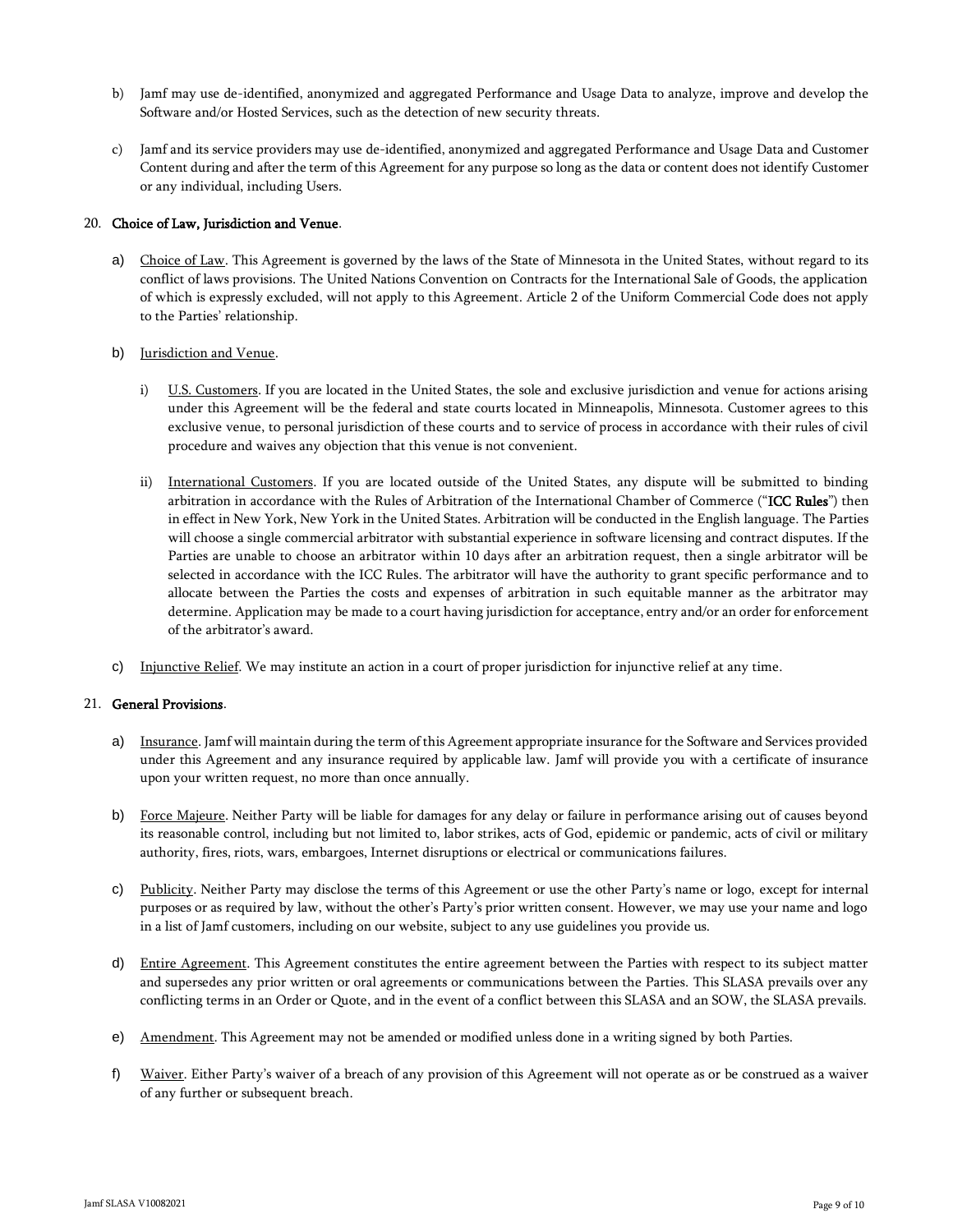b) Jamf may use de-identified, anonymized and aggregated Performance and Usage Data to analyze, improve and develop the Software and/or Hosted Services, such as the detection of new security threats.

c) Jamf and its service providers may use de-identified, anonymized and aggregated Performance and Usage Data and Customer Content during and after the term of this Agreement for any purpose so long as the data or content does not identify Customer or any individual, including Users.

20. **Choice of Law, Jurisdiction and Venue**.

a) Choice of Law. This Agreement is governed by the laws of the State of Minnesota in the United States, without regard to its conflict of laws provisions. The United Nations Convention on Contracts for the International Sale of Goods, the application of which is expressly excluded, will not apply to this Agreement. Article 2 of the Uniform Commercial Code does not apply to the Parties' relationship.

b) Jurisdiction and Venue.

i) U.S. Customers. If you are located in the United States, the sole and exclusive jurisdiction and venue for actions arising under this Agreement will be the federal and state courts located in Minneapolis, Minnesota. Customer agrees to this exclusive venue, to personal jurisdiction of these courts and to service of process in accordance with their rules of civil procedure and waives any objection that this venue is not convenient.

ii) International Customers. If you are located outside of the United States, any dispute will be submitted to binding arbitration in accordance with the Rules of Arbitration of the International Chamber of Commerce ("**ICC Rules**") then in effect in New York, New York in the United States. Arbitration will be conducted in the English language. The Parties will choose a single commercial arbitrator with substantial experience in software licensing and contract disputes. If the Parties are unable to choose an arbitrator within 10 days after an arbitration request, then a single arbitrator will be selected in accordance with the ICC Rules. The arbitrator will have the authority to grant specific performance and to allocate between the Parties the costs and expenses of arbitration in such equitable manner as the arbitrator may determine. Application may be made to a court having jurisdiction for acceptance, entry and/or an order for enforcement of the arbitrator's award.

c) Injunctive Relief. We may institute an action in a court of proper jurisdiction for injunctive relief at any time.

21. **General Provisions**.

a) Insurance. Jamf will maintain during the term of this Agreement appropriate insurance for the Software and Services provided under this Agreement and any insurance required by applicable law. Jamf will provide you with a certificate of insurance upon your written request, no more than once annually.

b) Force Majeure. Neither Party will be liable for damages for any delay or failure in performance arising out of causes beyond its reasonable control, including but not limited to, labor strikes, acts of God, epidemic or pandemic, acts of civil or military authority, fires, riots, wars, embargoes, Internet disruptions or electrical or communications failures.

c) Publicity. Neither Party may disclose the terms of this Agreement or use the other Party's name or logo, except for internal purposes or as required by law, without the other's Party's prior written consent. However, we may use your name and logo in a list of Jamf customers, including on our website, subject to any use guidelines you provide us.

d) Entire Agreement. This Agreement constitutes the entire agreement between the Parties with respect to its subject matter and supersedes any prior written or oral agreements or communications between the Parties. This SLASA prevails over any conflicting terms in an Order or Quote, and in the event of a conflict between this SLASA and an SOW, the SLASA prevails.

e) Amendment. This Agreement may not be amended or modified unless done in a writing signed by both Parties.

f) Waiver. Either Party's waiver of a breach of any provision of this Agreement will not operate as or be construed as a waiver of any further or subsequent breach.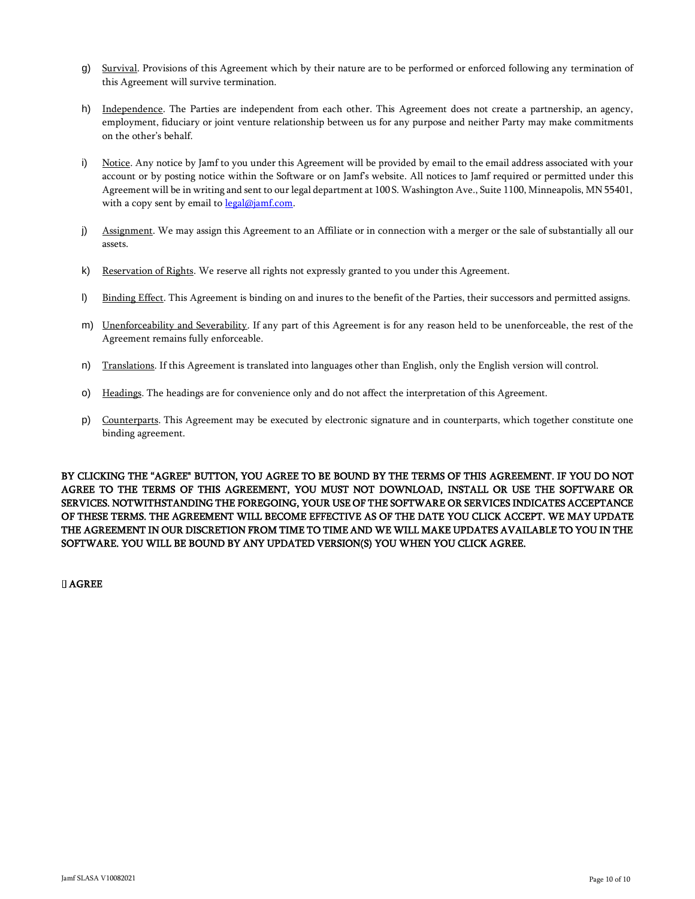g) Survival. Provisions of this Agreement which by their nature are to be performed or enforced following any termination of this Agreement will survive termination.

h) Independence. The Parties are independent from each other. This Agreement does not create a partnership, an agency, employment, fiduciary or joint venture relationship between us for any purpose and neither Party may make commitments on the other's behalf.

i) Notice. Any notice by Jamf to you under this Agreement will be provided by email to the email address associated with your account or by posting notice within the Software or on Jamf's website. All notices to Jamf required or permitted under this Agreement will be in writing and sent to our legal department at 100 S. Washington Ave., Suite 1100, Minneapolis, MN 55401, with a copy sent by email to legal@jamf.com.

j) Assignment. We may assign this Agreement to an Affiliate or in connection with a merger or the sale of substantially all our assets.

k) Reservation of Rights. We reserve all rights not expressly granted to you under this Agreement.

l) Binding Effect. This Agreement is binding on and inures to the benefit of the Parties, their successors and permitted assigns.

m) Unenforceability and Severability. If any part of this Agreement is for any reason held to be unenforceable, the rest of the Agreement remains fully enforceable.

n) Translations. If this Agreement is translated into languages other than English, only the English version will control.

o) Headings. The headings are for convenience only and do not affect the interpretation of this Agreement.

p) Counterparts. This Agreement may be executed by electronic signature and in counterparts, which together constitute one binding agreement.

**BY CLICKING THE "AGREE" BUTTON, YOU AGREE TO BE BOUND BY THE TERMS OF THIS AGREEMENT. IF YOU DO NOT AGREE TO THE TERMS OF THIS AGREEMENT, YOU MUST NOT DOWNLOAD, INSTALL OR USE THE SOFTWARE OR SERVICES. NOTWITHSTANDING THE FOREGOING, YOUR USE OF THE SOFTWARE OR SERVICES INDICATES ACCEPTANCE OF THESE TERMS. THE AGREEMENT WILL BECOME EFFECTIVE AS OF THE DATE YOU CLICK ACCEPT. WE MAY UPDATE THE AGREEMENT IN OUR DISCRETION FROM TIME TO TIME AND WE WILL MAKE UPDATES AVAILABLE TO YOU IN THE SOFTWARE. YOU WILL BE BOUND BY ANY UPDATED VERSION(S) YOU WHEN YOU CLICK AGREE.**

**[] AGREE**

Jamf SLASA V10082021